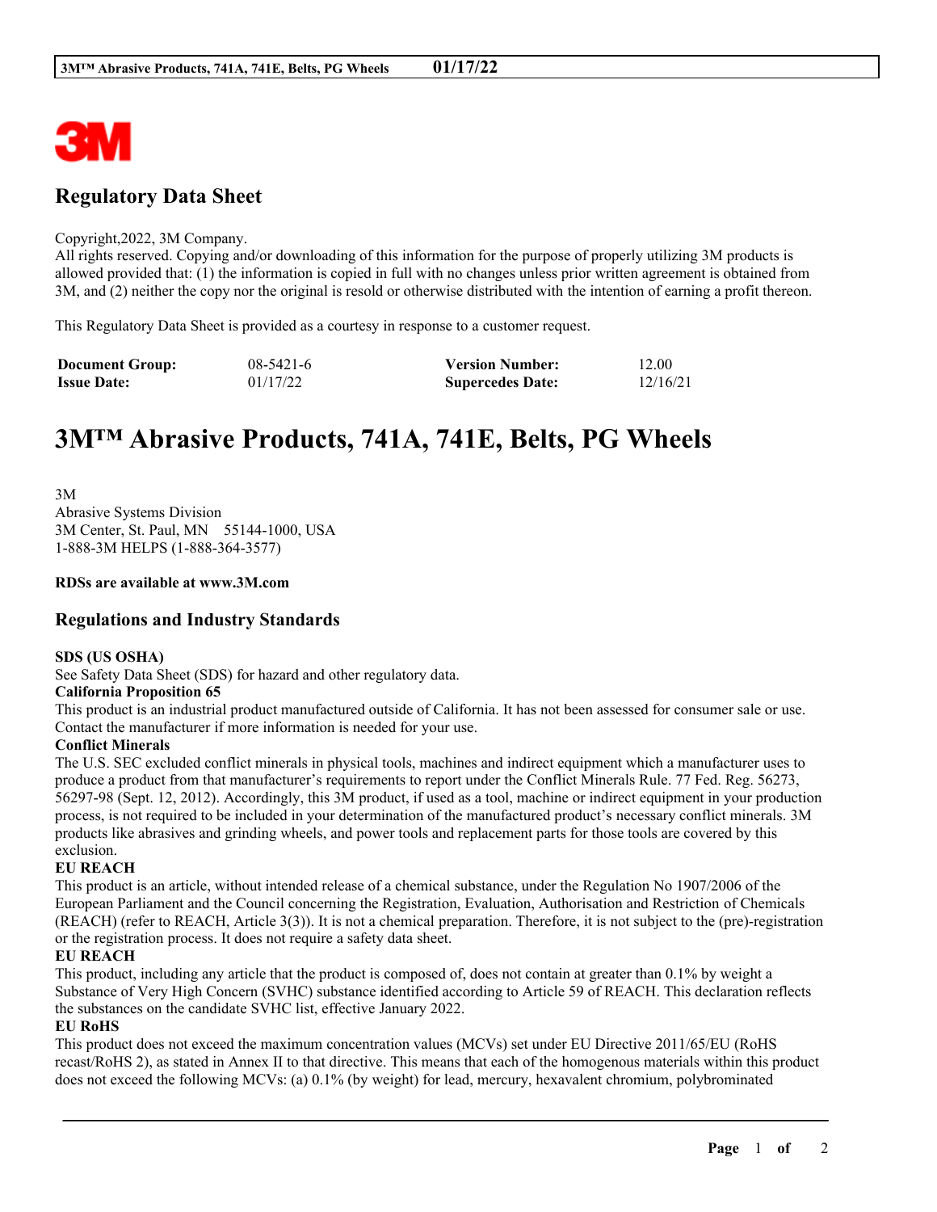## Regulatory Data Sheet

Copyright,2022, 3M Company.
All rights reserved. Copying and/or downloading of this information for the purpose of properly utilizing 3M products is allowed provided that: (1) the information is copied in full with no changes unless prior written agreement is obtained from 3M, and (2) neither the copy nor the original is resold or otherwise distributed with the intention of earning a profit thereon.

This Regulatory Data Sheet is provided as a courtesy in response to a customer request.

| | | | |
|---|---|---|---|
| **Document Group:** | 08-5421-6 | **Version Number:** | 12.00 |
| **Issue Date:** | 01/17/22 | **Supercedes Date:** | 12/16/21 |

# 3M™ Abrasive Products, 741A, 741E, Belts, PG Wheels

3M
Abrasive Systems Division
3M Center, St. Paul, MN 55144-1000, USA
1-888-3M HELPS (1-888-364-3577)

**RDSs are available at www.3M.com**

## Regulations and Industry Standards

**SDS (US OSHA)**
See Safety Data Sheet (SDS) for hazard and other regulatory data.

**California Proposition 65**
This product is an industrial product manufactured outside of California. It has not been assessed for consumer sale or use. Contact the manufacturer if more information is needed for your use.

**Conflict Minerals**
The U.S. SEC excluded conflict minerals in physical tools, machines and indirect equipment which a manufacturer uses to produce a product from that manufacturer's requirements to report under the Conflict Minerals Rule. 77 Fed. Reg. 56273, 56297-98 (Sept. 12, 2012). Accordingly, this 3M product, if used as a tool, machine or indirect equipment in your production process, is not required to be included in your determination of the manufactured product's necessary conflict minerals. 3M products like abrasives and grinding wheels, and power tools and replacement parts for those tools are covered by this exclusion.

**EU REACH**
This product is an article, without intended release of a chemical substance, under the Regulation No 1907/2006 of the European Parliament and the Council concerning the Registration, Evaluation, Authorisation and Restriction of Chemicals (REACH) (refer to REACH, Article 3(3)). It is not a chemical preparation. Therefore, it is not subject to the (pre)-registration or the registration process. It does not require a safety data sheet.

**EU REACH**
This product, including any article that the product is composed of, does not contain at greater than 0.1% by weight a Substance of Very High Concern (SVHC) substance identified according to Article 59 of REACH. This declaration reflects the substances on the candidate SVHC list, effective January 2022.

**EU RoHS**
This product does not exceed the maximum concentration values (MCVs) set under EU Directive 2011/65/EU (RoHS recast/RoHS 2), as stated in Annex II to that directive. This means that each of the homogenous materials within this product does not exceed the following MCVs: (a) 0.1% (by weight) for lead, mercury, hexavalent chromium, polybrominated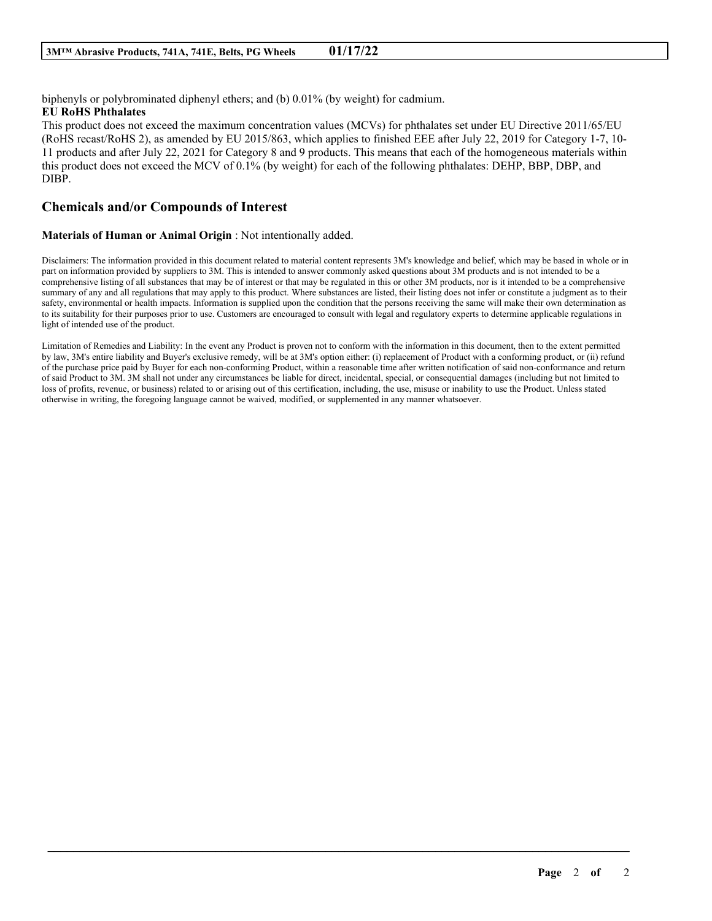biphenyls or polybrominated diphenyl ethers; and (b) 0.01% (by weight) for cadmium.

**EU RoHS Phthalates**

This product does not exceed the maximum concentration values (MCVs) for phthalates set under EU Directive 2011/65/EU (RoHS recast/RoHS 2), as amended by EU 2015/863, which applies to finished EEE after July 22, 2019 for Category 1-7, 10-11 products and after July 22, 2021 for Category 8 and 9 products. This means that each of the homogeneous materials within this product does not exceed the MCV of 0.1% (by weight) for each of the following phthalates: DEHP, BBP, DBP, and DIBP.

## Chemicals and/or Compounds of Interest

**Materials of Human or Animal Origin** : Not intentionally added.

Disclaimers: The information provided in this document related to material content represents 3M's knowledge and belief, which may be based in whole or in part on information provided by suppliers to 3M. This is intended to answer commonly asked questions about 3M products and is not intended to be a comprehensive listing of all substances that may be of interest or that may be regulated in this or other 3M products, nor is it intended to be a comprehensive summary of any and all regulations that may apply to this product. Where substances are listed, their listing does not infer or constitute a judgment as to their safety, environmental or health impacts. Information is supplied upon the condition that the persons receiving the same will make their own determination as to its suitability for their purposes prior to use. Customers are encouraged to consult with legal and regulatory experts to determine applicable regulations in light of intended use of the product.

Limitation of Remedies and Liability: In the event any Product is proven not to conform with the information in this document, then to the extent permitted by law, 3M's entire liability and Buyer's exclusive remedy, will be at 3M's option either: (i) replacement of Product with a conforming product, or (ii) refund of the purchase price paid by Buyer for each non-conforming Product, within a reasonable time after written notification of said non-conformance and return of said Product to 3M. 3M shall not under any circumstances be liable for direct, incidental, special, or consequential damages (including but not limited to loss of profits, revenue, or business) related to or arising out of this certification, including, the use, misuse or inability to use the Product. Unless stated otherwise in writing, the foregoing language cannot be waived, modified, or supplemented in any manner whatsoever.